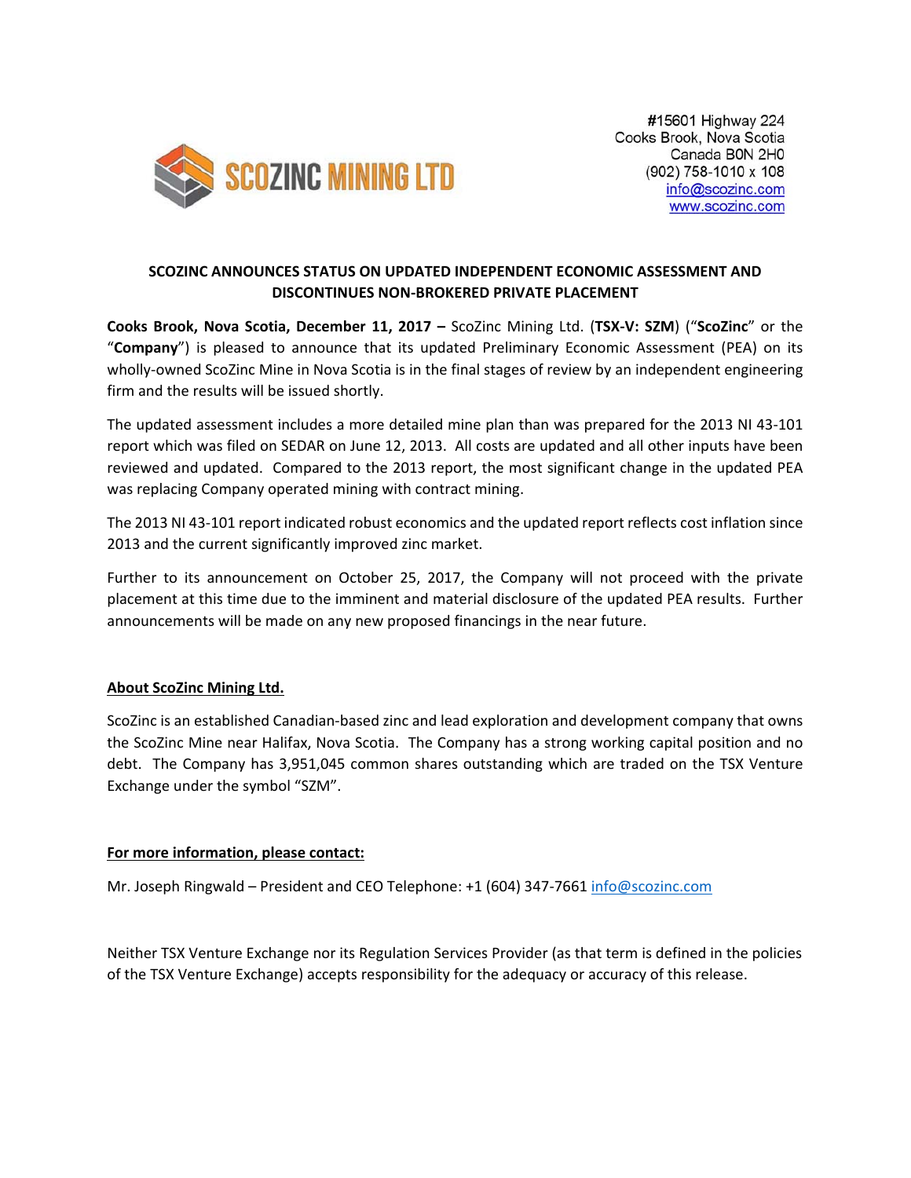SCOZINC MINING LTD

#15601 Highway 224
Cooks Brook, Nova Scotia
Canada B0N 2H0
(902) 758-1010 x 108
info@scozinc.com
www.scozinc.com

## SCOZINC ANNOUNCES STATUS ON UPDATED INDEPENDENT ECONOMIC ASSESSMENT AND DISCONTINUES NON-BROKERED PRIVATE PLACEMENT

**Cooks Brook, Nova Scotia, December 11, 2017 –** ScoZinc Mining Ltd. (**TSX-V: SZM**) ("**ScoZinc**" or the "**Company**") is pleased to announce that its updated Preliminary Economic Assessment (PEA) on its wholly-owned ScoZinc Mine in Nova Scotia is in the final stages of review by an independent engineering firm and the results will be issued shortly.

The updated assessment includes a more detailed mine plan than was prepared for the 2013 NI 43-101 report which was filed on SEDAR on June 12, 2013. All costs are updated and all other inputs have been reviewed and updated. Compared to the 2013 report, the most significant change in the updated PEA was replacing Company operated mining with contract mining.

The 2013 NI 43-101 report indicated robust economics and the updated report reflects cost inflation since 2013 and the current significantly improved zinc market.

Further to its announcement on October 25, 2017, the Company will not proceed with the private placement at this time due to the imminent and material disclosure of the updated PEA results. Further announcements will be made on any new proposed financings in the near future.

### About ScoZinc Mining Ltd.

ScoZinc is an established Canadian-based zinc and lead exploration and development company that owns the ScoZinc Mine near Halifax, Nova Scotia. The Company has a strong working capital position and no debt. The Company has 3,951,045 common shares outstanding which are traded on the TSX Venture Exchange under the symbol "SZM".

### For more information, please contact:

Mr. Joseph Ringwald – President and CEO Telephone: +1 (604) 347-7661 info@scozinc.com

Neither TSX Venture Exchange nor its Regulation Services Provider (as that term is defined in the policies of the TSX Venture Exchange) accepts responsibility for the adequacy or accuracy of this release.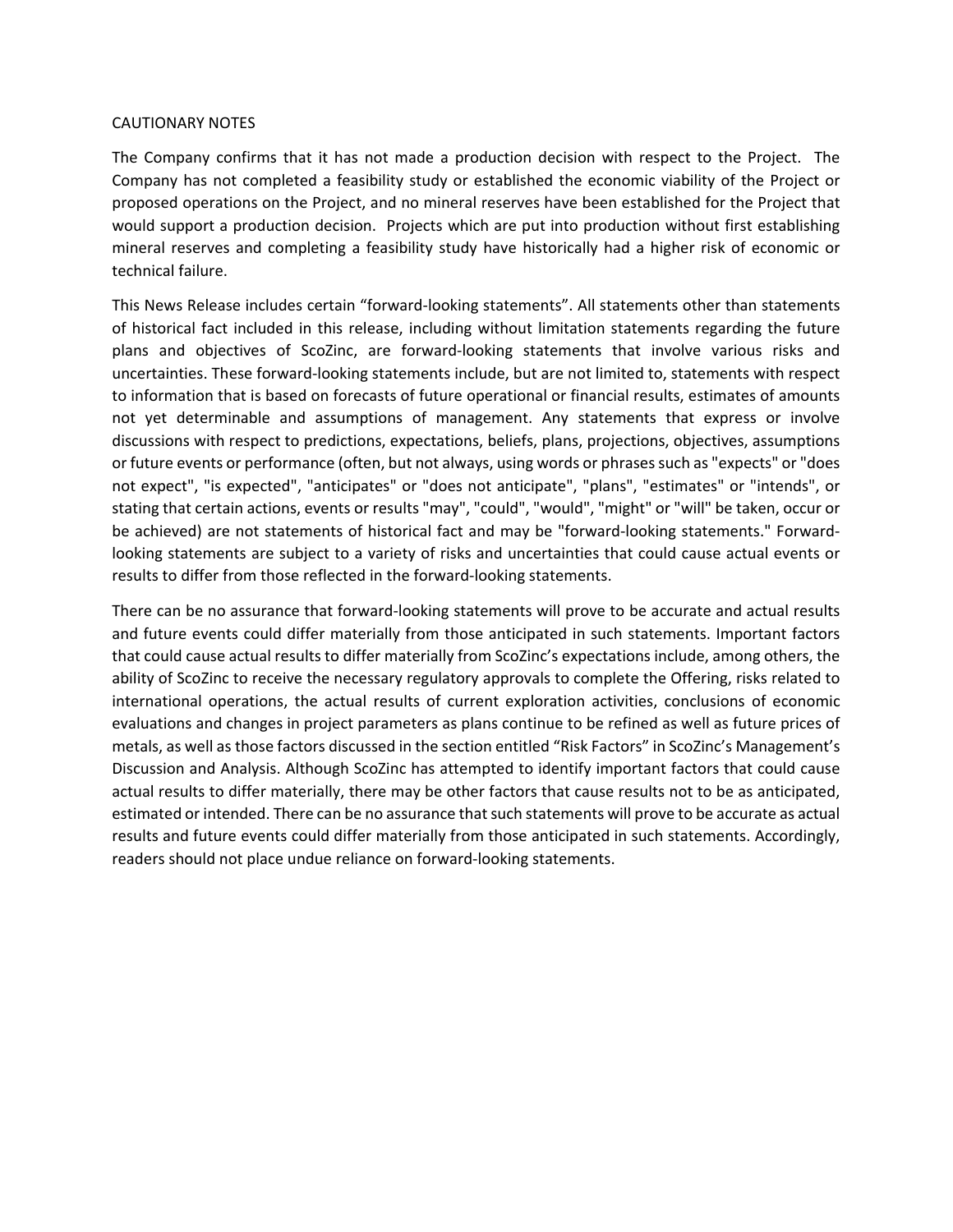CAUTIONARY NOTES

The Company confirms that it has not made a production decision with respect to the Project. The Company has not completed a feasibility study or established the economic viability of the Project or proposed operations on the Project, and no mineral reserves have been established for the Project that would support a production decision. Projects which are put into production without first establishing mineral reserves and completing a feasibility study have historically had a higher risk of economic or technical failure.

This News Release includes certain "forward-looking statements". All statements other than statements of historical fact included in this release, including without limitation statements regarding the future plans and objectives of ScoZinc, are forward-looking statements that involve various risks and uncertainties. These forward-looking statements include, but are not limited to, statements with respect to information that is based on forecasts of future operational or financial results, estimates of amounts not yet determinable and assumptions of management. Any statements that express or involve discussions with respect to predictions, expectations, beliefs, plans, projections, objectives, assumptions or future events or performance (often, but not always, using words or phrases such as "expects" or "does not expect", "is expected", "anticipates" or "does not anticipate", "plans", "estimates" or "intends", or stating that certain actions, events or results "may", "could", "would", "might" or "will" be taken, occur or be achieved) are not statements of historical fact and may be "forward-looking statements." Forward-looking statements are subject to a variety of risks and uncertainties that could cause actual events or results to differ from those reflected in the forward-looking statements.

There can be no assurance that forward-looking statements will prove to be accurate and actual results and future events could differ materially from those anticipated in such statements. Important factors that could cause actual results to differ materially from ScoZinc's expectations include, among others, the ability of ScoZinc to receive the necessary regulatory approvals to complete the Offering, risks related to international operations, the actual results of current exploration activities, conclusions of economic evaluations and changes in project parameters as plans continue to be refined as well as future prices of metals, as well as those factors discussed in the section entitled "Risk Factors" in ScoZinc's Management's Discussion and Analysis. Although ScoZinc has attempted to identify important factors that could cause actual results to differ materially, there may be other factors that cause results not to be as anticipated, estimated or intended. There can be no assurance that such statements will prove to be accurate as actual results and future events could differ materially from those anticipated in such statements. Accordingly, readers should not place undue reliance on forward-looking statements.